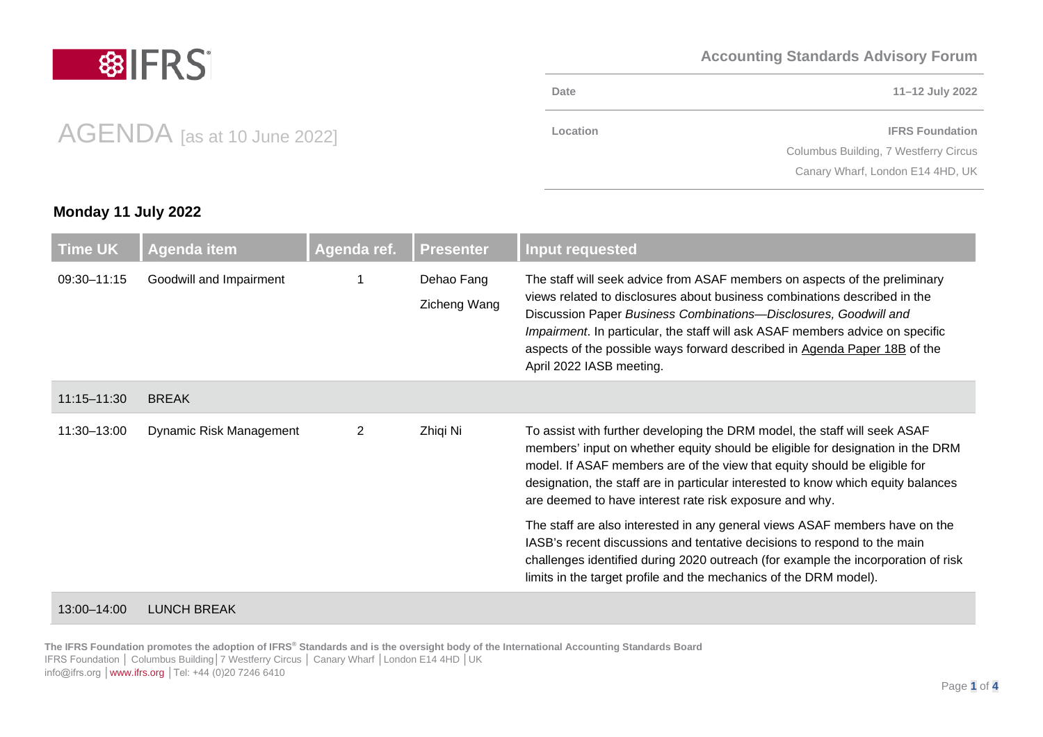IFRS

**Accounting Standards Advisory Forum**

| | |
|---|---|
| **Date** | **11–12 July 2022** |
| **Location** | **IFRS Foundation** Columbus Building, 7 Westferry Circus Canary Wharf, London E14 4HD, UK |

# AGENDA [as at 10 June 2022]

## Monday 11 July 2022

| Time UK | Agenda item | Agenda ref. | Presenter | Input requested |
|---|---|---|---|---|
| 09:30–11:15 | Goodwill and Impairment | 1 | Dehao Fang<br>Zicheng Wang | The staff will seek advice from ASAF members on aspects of the preliminary views related to disclosures about business combinations described in the Discussion Paper *Business Combinations—Disclosures, Goodwill and Impairment*. In particular, the staff will ask ASAF members advice on specific aspects of the possible ways forward described in Agenda Paper 18B of the April 2022 IASB meeting. |
| 11:15–11:30 | BREAK | | | |
| 11:30–13:00 | Dynamic Risk Management | 2 | Zhiqi Ni | To assist with further developing the DRM model, the staff will seek ASAF members' input on whether equity should be eligible for designation in the DRM model. If ASAF members are of the view that equity should be eligible for designation, the staff are in particular interested to know which equity balances are deemed to have interest rate risk exposure and why.<br><br>The staff are also interested in any general views ASAF members have on the IASB's recent discussions and tentative decisions to respond to the main challenges identified during 2020 outreach (for example the incorporation of risk limits in the target profile and the mechanics of the DRM model). |
| 13:00–14:00 | LUNCH BREAK | | | |

**The IFRS Foundation promotes the adoption of IFRS® Standards and is the oversight body of the International Accounting Standards Board**
IFRS Foundation | Columbus Building | 7 Westferry Circus | Canary Wharf | London E14 4HD | UK
info@ifrs.org | www.ifrs.org | Tel: +44 (0)20 7246 6410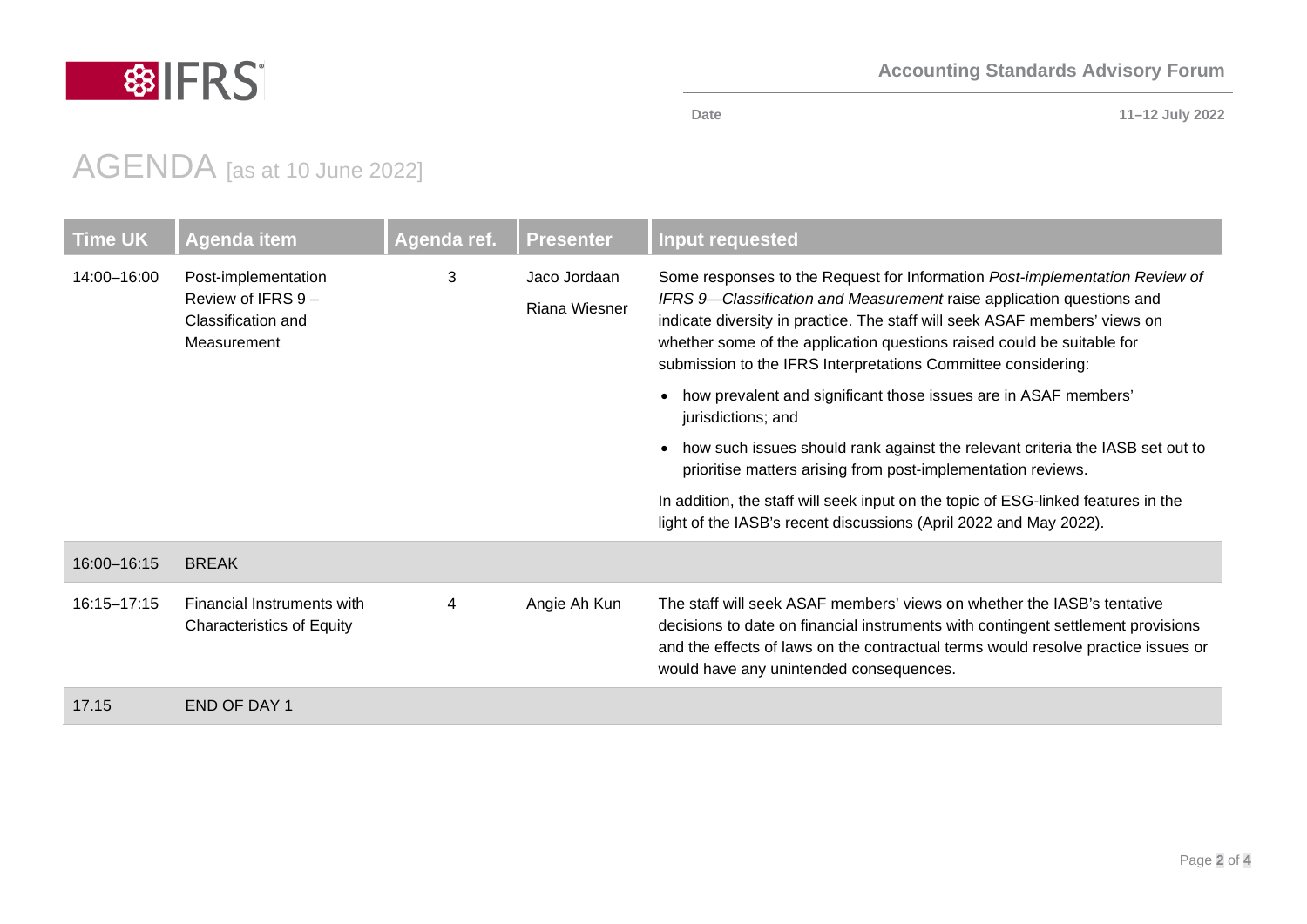| Time UK | Agenda item | Agenda ref. | Presenter | Input requested |
|---|---|---|---|---|
| 14:00–16:00 | Post-implementation Review of IFRS 9 – Classification and Measurement | 3 | Jaco Jordaan<br>Riana Wiesner | Some responses to the Request for Information *Post-implementation Review of IFRS 9—Classification and Measurement* raise application questions and indicate diversity in practice. The staff will seek ASAF members' views on whether some of the application questions raised could be suitable for submission to the IFRS Interpretations Committee considering:<br>• how prevalent and significant those issues are in ASAF members' jurisdictions; and<br>• how such issues should rank against the relevant criteria the IASB set out to prioritise matters arising from post-implementation reviews.<br>In addition, the staff will seek input on the topic of ESG-linked features in the light of the IASB's recent discussions (April 2022 and May 2022). |
| 16:00–16:15 | BREAK | | | |
| 16:15–17:15 | Financial Instruments with Characteristics of Equity | 4 | Angie Ah Kun | The staff will seek ASAF members' views on whether the IASB's tentative decisions to date on financial instruments with contingent settlement provisions and the effects of laws on the contractual terms would resolve practice issues or would have any unintended consequences. |
| 17.15 | END OF DAY 1 | | | |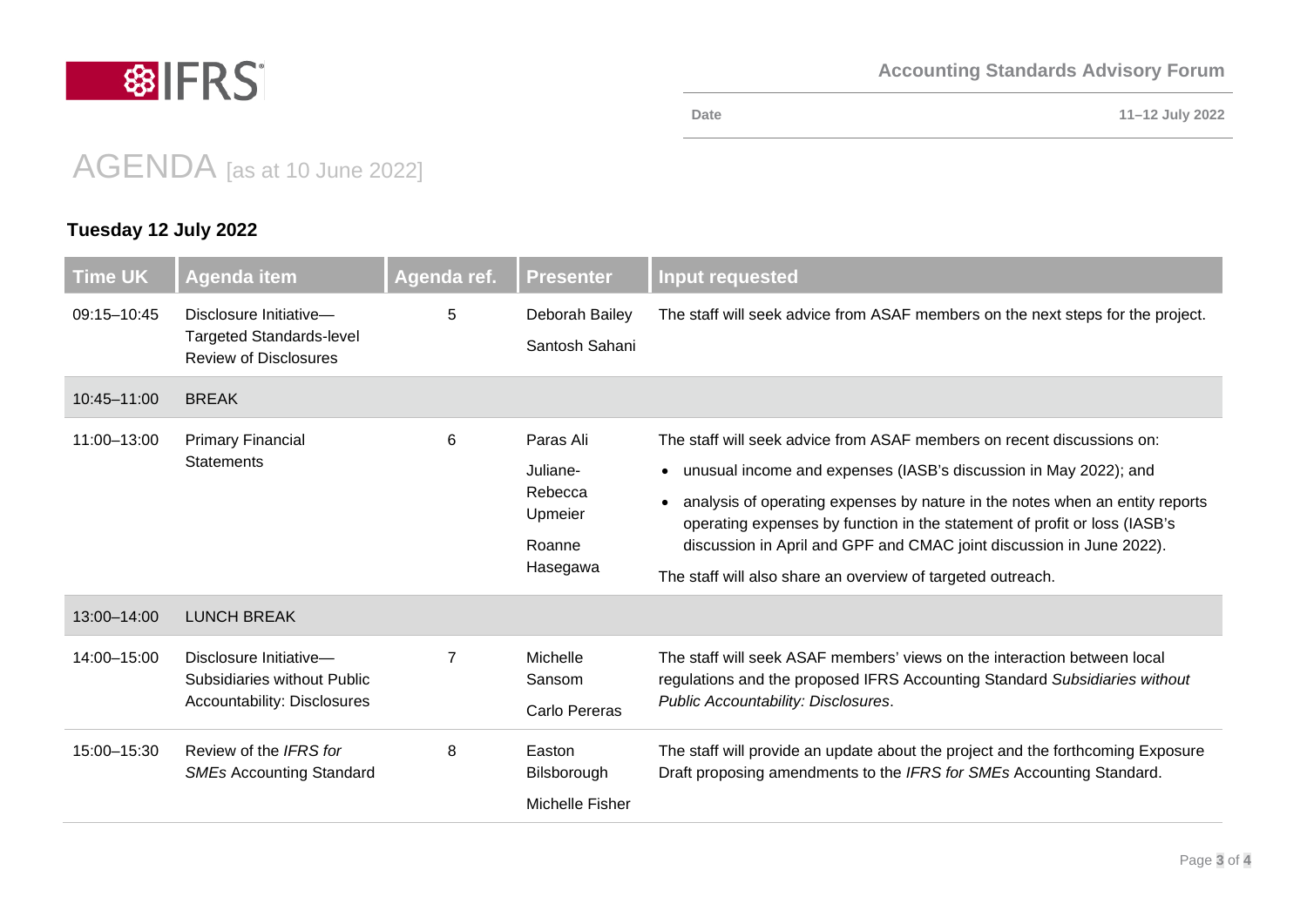**Accounting Standards Advisory Forum**

| Date | 11–12 July 2022 |
|---|---|

# AGENDA [as at 10 June 2022]

## Tuesday 12 July 2022

| Time UK | Agenda item | Agenda ref. | Presenter | Input requested |
|---|---|---|---|---|
| 09:15–10:45 | Disclosure Initiative—Targeted Standards-level Review of Disclosures | 5 | Deborah Bailey<br>Santosh Sahani | The staff will seek advice from ASAF members on the next steps for the project. |
| 10:45–11:00 | BREAK | | | |
| 11:00–13:00 | Primary Financial Statements | 6 | Paras Ali<br>Juliane-Rebecca Upmeier<br>Roanne Hasegawa | The staff will seek advice from ASAF members on recent discussions on:<br>• unusual income and expenses (IASB's discussion in May 2022); and<br>• analysis of operating expenses by nature in the notes when an entity reports operating expenses by function in the statement of profit or loss (IASB's discussion in April and GPF and CMAC joint discussion in June 2022).<br>The staff will also share an overview of targeted outreach. |
| 13:00–14:00 | LUNCH BREAK | | | |
| 14:00–15:00 | Disclosure Initiative—Subsidiaries without Public Accountability: Disclosures | 7 | Michelle Sansom<br>Carlo Pereras | The staff will seek ASAF members' views on the interaction between local regulations and the proposed IFRS Accounting Standard *Subsidiaries without Public Accountability: Disclosures*. |
| 15:00–15:30 | Review of the *IFRS for SMEs* Accounting Standard | 8 | Easton Bilsborough<br>Michelle Fisher | The staff will provide an update about the project and the forthcoming Exposure Draft proposing amendments to the *IFRS for SMEs* Accounting Standard. |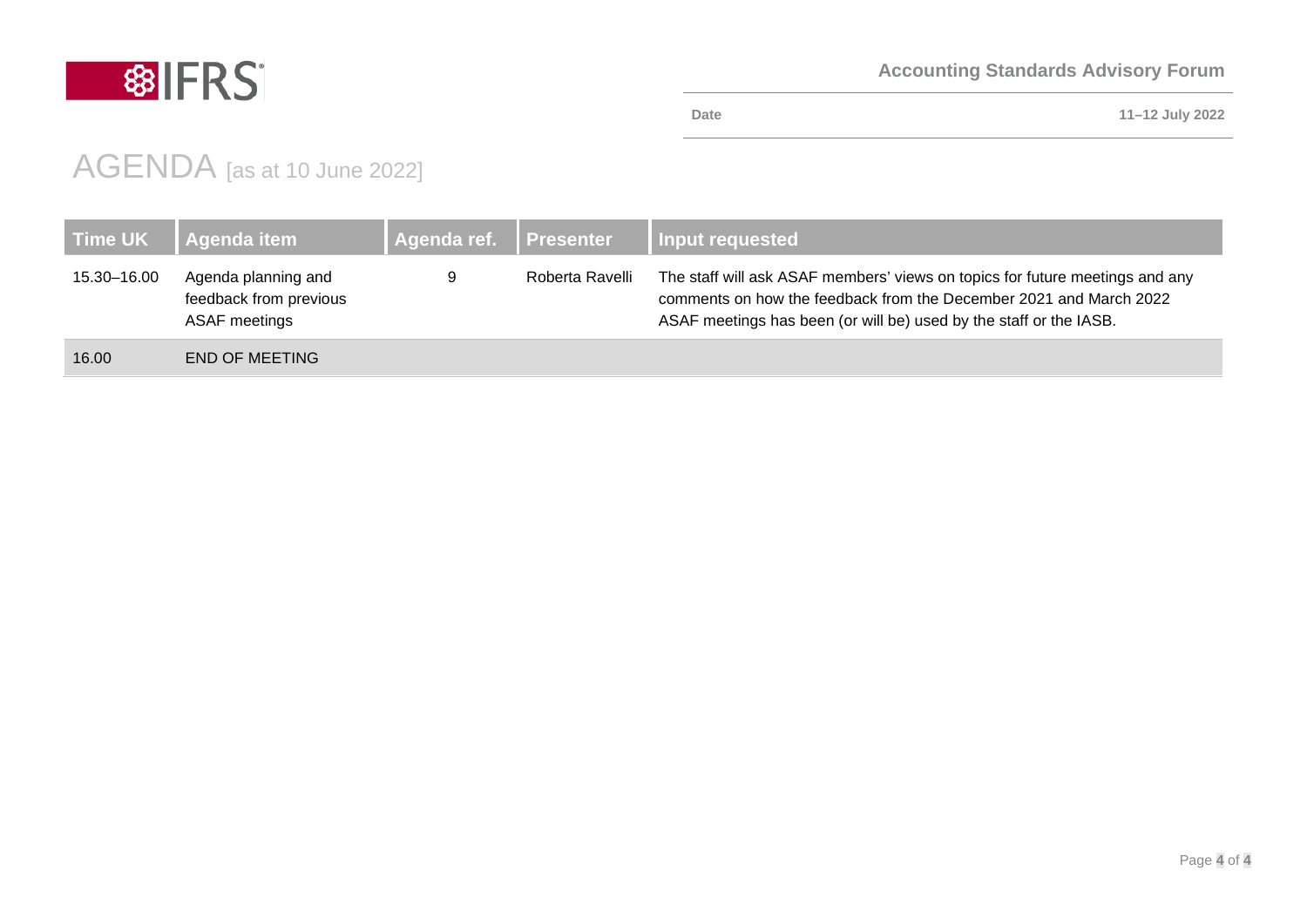Accounting Standards Advisory Forum

| Date | 11–12 July 2022 |
|---|---|

# AGENDA [as at 10 June 2022]

| Time UK | Agenda item | Agenda ref. | Presenter | Input requested |
|---|---|---|---|---|
| 15.30–16.00 | Agenda planning and feedback from previous ASAF meetings | 9 | Roberta Ravelli | The staff will ask ASAF members' views on topics for future meetings and any comments on how the feedback from the December 2021 and March 2022 ASAF meetings has been (or will be) used by the staff or the IASB. |
| 16.00 | END OF MEETING | | | |